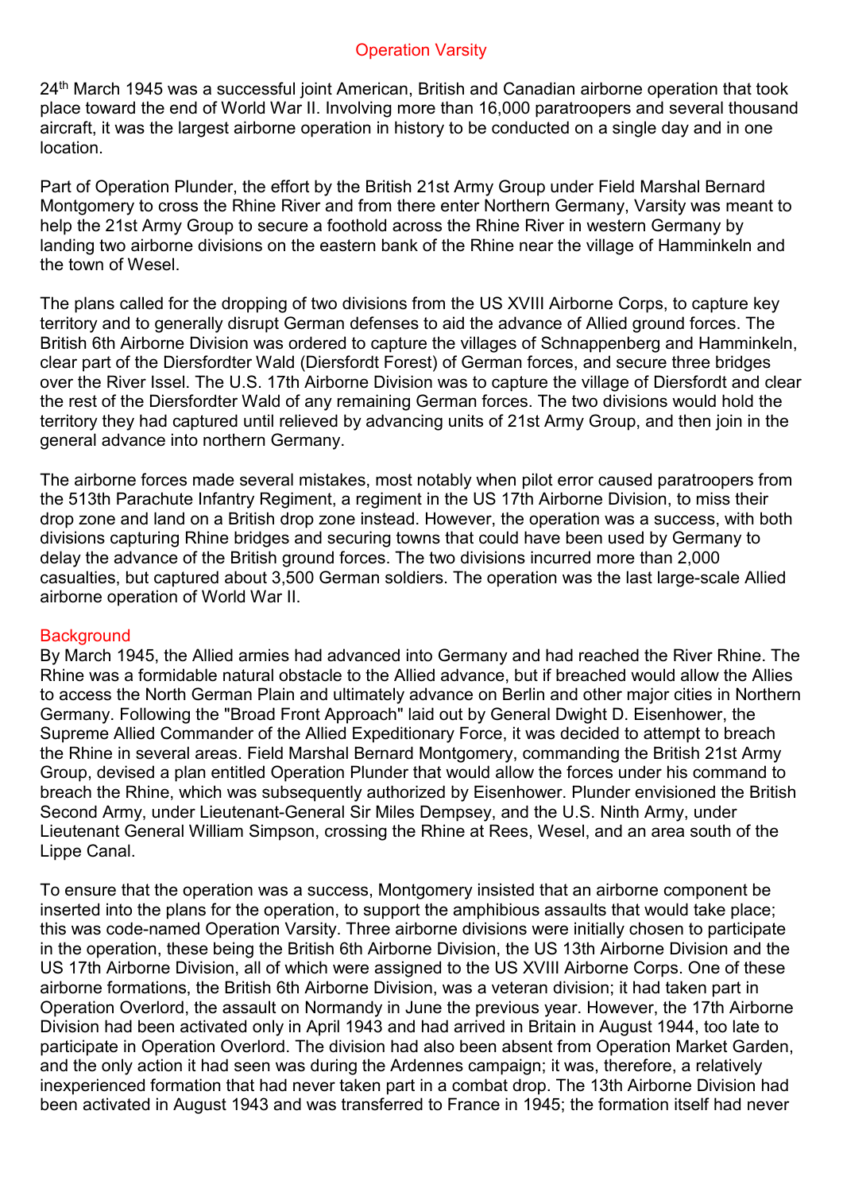# Operation Varsity

24th March 1945 was a successful joint American, British and Canadian airborne operation that took place toward the end of World War II. Involving more than 16,000 paratroopers and several thousand aircraft, it was the largest airborne operation in history to be conducted on a single day and in one location.

Part of Operation Plunder, the effort by the British 21st Army Group under Field Marshal Bernard Montgomery to cross the Rhine River and from there enter Northern Germany, Varsity was meant to help the 21st Army Group to secure a foothold across the Rhine River in western Germany by landing two airborne divisions on the eastern bank of the Rhine near the village of Hamminkeln and the town of Wesel.

The plans called for the dropping of two divisions from the US XVIII Airborne Corps, to capture key territory and to generally disrupt German defenses to aid the advance of Allied ground forces. The British 6th Airborne Division was ordered to capture the villages of Schnappenberg and Hamminkeln, clear part of the Diersfordter Wald (Diersfordt Forest) of German forces, and secure three bridges over the River Issel. The U.S. 17th Airborne Division was to capture the village of Diersfordt and clear the rest of the Diersfordter Wald of any remaining German forces. The two divisions would hold the territory they had captured until relieved by advancing units of 21st Army Group, and then join in the general advance into northern Germany.

The airborne forces made several mistakes, most notably when pilot error caused paratroopers from the 513th Parachute Infantry Regiment, a regiment in the US 17th Airborne Division, to miss their drop zone and land on a British drop zone instead. However, the operation was a success, with both divisions capturing Rhine bridges and securing towns that could have been used by Germany to delay the advance of the British ground forces. The two divisions incurred more than 2,000 casualties, but captured about 3,500 German soldiers. The operation was the last large-scale Allied airborne operation of World War II.

## Background

By March 1945, the Allied armies had advanced into Germany and had reached the River Rhine. The Rhine was a formidable natural obstacle to the Allied advance, but if breached would allow the Allies to access the North German Plain and ultimately advance on Berlin and other major cities in Northern Germany. Following the "Broad Front Approach" laid out by General Dwight D. Eisenhower, the Supreme Allied Commander of the Allied Expeditionary Force, it was decided to attempt to breach the Rhine in several areas. Field Marshal Bernard Montgomery, commanding the British 21st Army Group, devised a plan entitled Operation Plunder that would allow the forces under his command to breach the Rhine, which was subsequently authorized by Eisenhower. Plunder envisioned the British Second Army, under Lieutenant-General Sir Miles Dempsey, and the U.S. Ninth Army, under Lieutenant General William Simpson, crossing the Rhine at Rees, Wesel, and an area south of the Lippe Canal.

To ensure that the operation was a success, Montgomery insisted that an airborne component be inserted into the plans for the operation, to support the amphibious assaults that would take place; this was code-named Operation Varsity. Three airborne divisions were initially chosen to participate in the operation, these being the British 6th Airborne Division, the US 13th Airborne Division and the US 17th Airborne Division, all of which were assigned to the US XVIII Airborne Corps. One of these airborne formations, the British 6th Airborne Division, was a veteran division; it had taken part in Operation Overlord, the assault on Normandy in June the previous year. However, the 17th Airborne Division had been activated only in April 1943 and had arrived in Britain in August 1944, too late to participate in Operation Overlord. The division had also been absent from Operation Market Garden, and the only action it had seen was during the Ardennes campaign; it was, therefore, a relatively inexperienced formation that had never taken part in a combat drop. The 13th Airborne Division had been activated in August 1943 and was transferred to France in 1945; the formation itself had never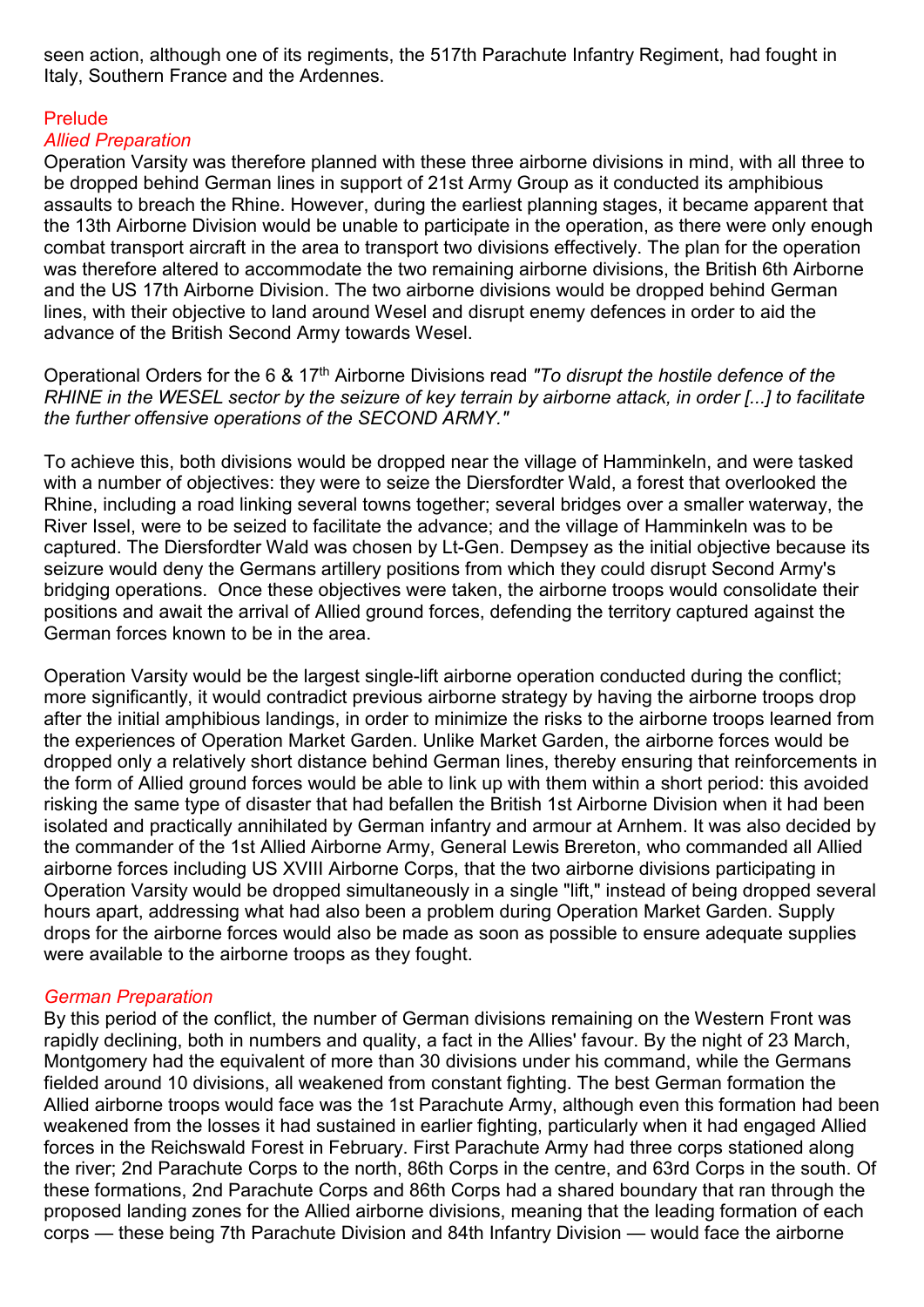seen action, although one of its regiments, the 517th Parachute Infantry Regiment, had fought in Italy, Southern France and the Ardennes.

## Prelude

### *Allied Preparation*

Operation Varsity was therefore planned with these three airborne divisions in mind, with all three to be dropped behind German lines in support of 21st Army Group as it conducted its amphibious assaults to breach the Rhine. However, during the earliest planning stages, it became apparent that the 13th Airborne Division would be unable to participate in the operation, as there were only enough combat transport aircraft in the area to transport two divisions effectively. The plan for the operation was therefore altered to accommodate the two remaining airborne divisions, the British 6th Airborne and the US 17th Airborne Division. The two airborne divisions would be dropped behind German lines, with their objective to land around Wesel and disrupt enemy defences in order to aid the advance of the British Second Army towards Wesel.

Operational Orders for the 6 & 17th Airborne Divisions read *"To disrupt the hostile defence of the RHINE in the WESEL sector by the seizure of key terrain by airborne attack, in order [...] to facilitate the further offensive operations of the SECOND ARMY."*

To achieve this, both divisions would be dropped near the village of Hamminkeln, and were tasked with a number of objectives: they were to seize the Diersfordter Wald, a forest that overlooked the Rhine, including a road linking several towns together; several bridges over a smaller waterway, the River Issel, were to be seized to facilitate the advance; and the village of Hamminkeln was to be captured. The Diersfordter Wald was chosen by Lt-Gen. Dempsey as the initial objective because its seizure would deny the Germans artillery positions from which they could disrupt Second Army's bridging operations. Once these objectives were taken, the airborne troops would consolidate their positions and await the arrival of Allied ground forces, defending the territory captured against the German forces known to be in the area.

Operation Varsity would be the largest single-lift airborne operation conducted during the conflict; more significantly, it would contradict previous airborne strategy by having the airborne troops drop after the initial amphibious landings, in order to minimize the risks to the airborne troops learned from the experiences of Operation Market Garden. Unlike Market Garden, the airborne forces would be dropped only a relatively short distance behind German lines, thereby ensuring that reinforcements in the form of Allied ground forces would be able to link up with them within a short period: this avoided risking the same type of disaster that had befallen the British 1st Airborne Division when it had been isolated and practically annihilated by German infantry and armour at Arnhem. It was also decided by the commander of the 1st Allied Airborne Army, General Lewis Brereton, who commanded all Allied airborne forces including US XVIII Airborne Corps, that the two airborne divisions participating in Operation Varsity would be dropped simultaneously in a single "lift," instead of being dropped several hours apart, addressing what had also been a problem during Operation Market Garden. Supply drops for the airborne forces would also be made as soon as possible to ensure adequate supplies were available to the airborne troops as they fought.

### *German Preparation*

By this period of the conflict, the number of German divisions remaining on the Western Front was rapidly declining, both in numbers and quality, a fact in the Allies' favour. By the night of 23 March, Montgomery had the equivalent of more than 30 divisions under his command, while the Germans fielded around 10 divisions, all weakened from constant fighting. The best German formation the Allied airborne troops would face was the 1st Parachute Army, although even this formation had been weakened from the losses it had sustained in earlier fighting, particularly when it had engaged Allied forces in the Reichswald Forest in February. First Parachute Army had three corps stationed along the river; 2nd Parachute Corps to the north, 86th Corps in the centre, and 63rd Corps in the south. Of these formations, 2nd Parachute Corps and 86th Corps had a shared boundary that ran through the proposed landing zones for the Allied airborne divisions, meaning that the leading formation of each corps — these being 7th Parachute Division and 84th Infantry Division — would face the airborne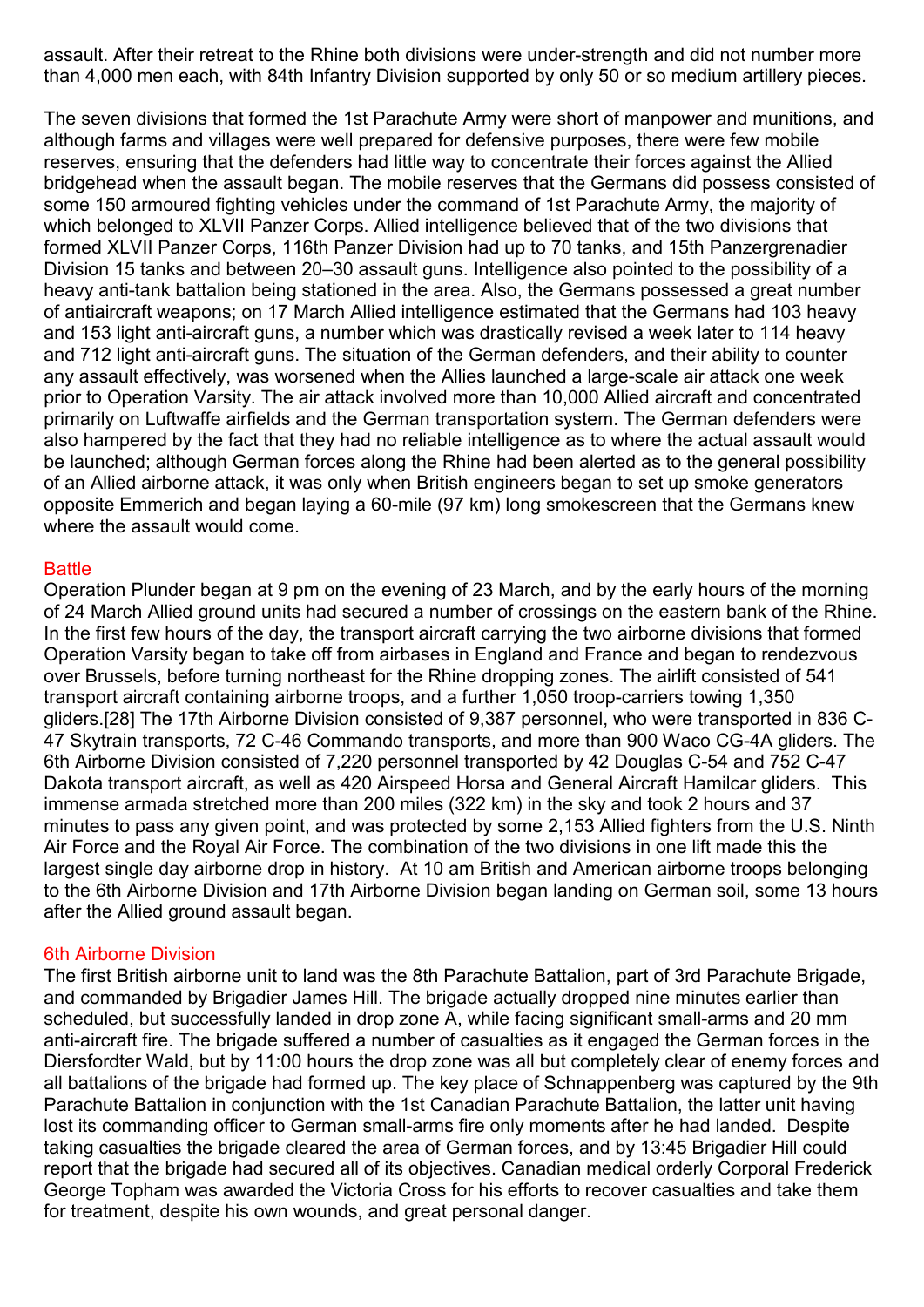assault. After their retreat to the Rhine both divisions were under-strength and did not number more than 4,000 men each, with 84th Infantry Division supported by only 50 or so medium artillery pieces.

The seven divisions that formed the 1st Parachute Army were short of manpower and munitions, and although farms and villages were well prepared for defensive purposes, there were few mobile reserves, ensuring that the defenders had little way to concentrate their forces against the Allied bridgehead when the assault began. The mobile reserves that the Germans did possess consisted of some 150 armoured fighting vehicles under the command of 1st Parachute Army, the majority of which belonged to XLVII Panzer Corps. Allied intelligence believed that of the two divisions that formed XLVII Panzer Corps, 116th Panzer Division had up to 70 tanks, and 15th Panzergrenadier Division 15 tanks and between 20–30 assault guns. Intelligence also pointed to the possibility of a heavy anti-tank battalion being stationed in the area. Also, the Germans possessed a great number of antiaircraft weapons; on 17 March Allied intelligence estimated that the Germans had 103 heavy and 153 light anti-aircraft guns, a number which was drastically revised a week later to 114 heavy and 712 light anti-aircraft guns. The situation of the German defenders, and their ability to counter any assault effectively, was worsened when the Allies launched a large-scale air attack one week prior to Operation Varsity. The air attack involved more than 10,000 Allied aircraft and concentrated primarily on Luftwaffe airfields and the German transportation system. The German defenders were also hampered by the fact that they had no reliable intelligence as to where the actual assault would be launched; although German forces along the Rhine had been alerted as to the general possibility of an Allied airborne attack, it was only when British engineers began to set up smoke generators opposite Emmerich and began laying a 60-mile (97 km) long smokescreen that the Germans knew where the assault would come.

## Battle

Operation Plunder began at 9 pm on the evening of 23 March, and by the early hours of the morning of 24 March Allied ground units had secured a number of crossings on the eastern bank of the Rhine. In the first few hours of the day, the transport aircraft carrying the two airborne divisions that formed Operation Varsity began to take off from airbases in England and France and began to rendezvous over Brussels, before turning northeast for the Rhine dropping zones. The airlift consisted of 541 transport aircraft containing airborne troops, and a further 1,050 troop-carriers towing 1,350 gliders.[28] The 17th Airborne Division consisted of 9,387 personnel, who were transported in 836 C-47 Skytrain transports, 72 C-46 Commando transports, and more than 900 Waco CG-4A gliders. The 6th Airborne Division consisted of 7,220 personnel transported by 42 Douglas C-54 and 752 C-47 Dakota transport aircraft, as well as 420 Airspeed Horsa and General Aircraft Hamilcar gliders. This immense armada stretched more than 200 miles (322 km) in the sky and took 2 hours and 37 minutes to pass any given point, and was protected by some 2,153 Allied fighters from the U.S. Ninth Air Force and the Royal Air Force. The combination of the two divisions in one lift made this the largest single day airborne drop in history. At 10 am British and American airborne troops belonging to the 6th Airborne Division and 17th Airborne Division began landing on German soil, some 13 hours after the Allied ground assault began.

### 6th Airborne Division

The first British airborne unit to land was the 8th Parachute Battalion, part of 3rd Parachute Brigade, and commanded by Brigadier James Hill. The brigade actually dropped nine minutes earlier than scheduled, but successfully landed in drop zone A, while facing significant small-arms and 20 mm anti-aircraft fire. The brigade suffered a number of casualties as it engaged the German forces in the Diersfordter Wald, but by 11:00 hours the drop zone was all but completely clear of enemy forces and all battalions of the brigade had formed up. The key place of Schnappenberg was captured by the 9th Parachute Battalion in conjunction with the 1st Canadian Parachute Battalion, the latter unit having lost its commanding officer to German small-arms fire only moments after he had landed. Despite taking casualties the brigade cleared the area of German forces, and by 13:45 Brigadier Hill could report that the brigade had secured all of its objectives. Canadian medical orderly Corporal Frederick George Topham was awarded the Victoria Cross for his efforts to recover casualties and take them for treatment, despite his own wounds, and great personal danger.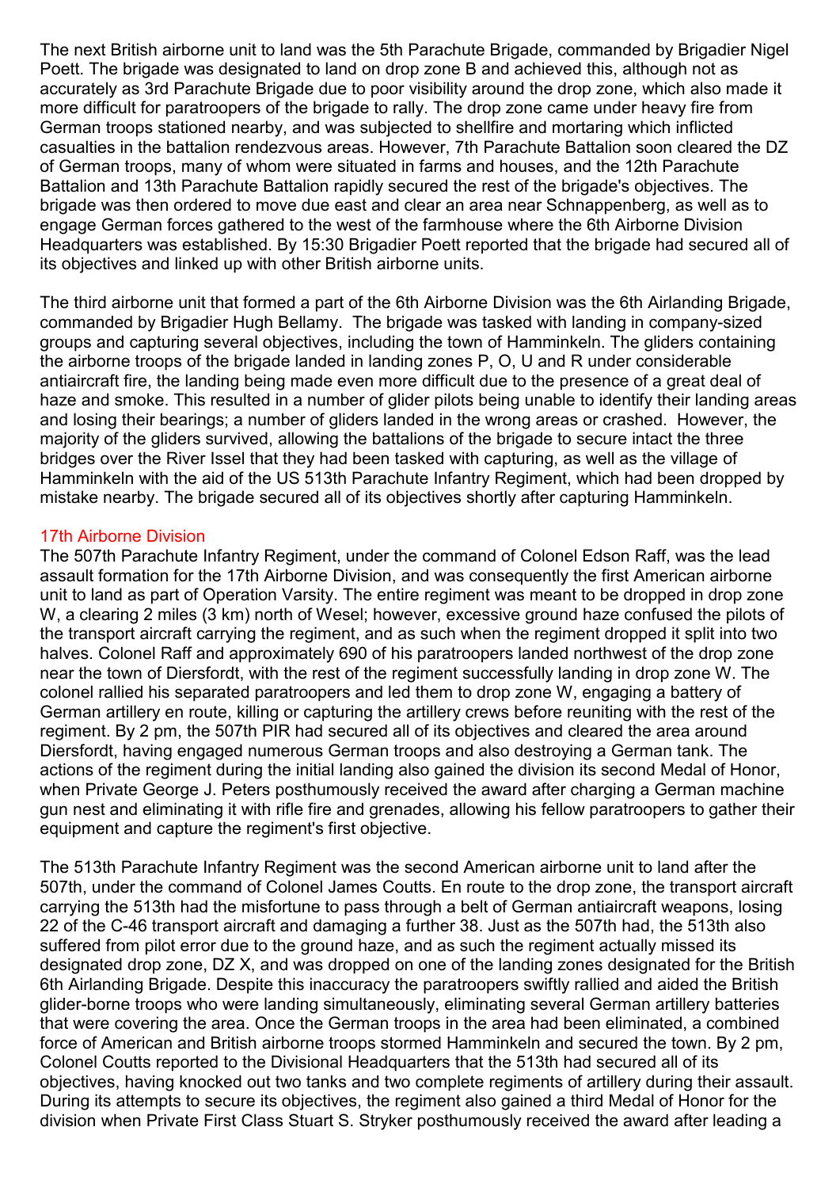The next British airborne unit to land was the 5th Parachute Brigade, commanded by Brigadier Nigel Poett. The brigade was designated to land on drop zone B and achieved this, although not as accurately as 3rd Parachute Brigade due to poor visibility around the drop zone, which also made it more difficult for paratroopers of the brigade to rally. The drop zone came under heavy fire from German troops stationed nearby, and was subjected to shellfire and mortaring which inflicted casualties in the battalion rendezvous areas. However, 7th Parachute Battalion soon cleared the DZ of German troops, many of whom were situated in farms and houses, and the 12th Parachute Battalion and 13th Parachute Battalion rapidly secured the rest of the brigade's objectives. The brigade was then ordered to move due east and clear an area near Schnappenberg, as well as to engage German forces gathered to the west of the farmhouse where the 6th Airborne Division Headquarters was established. By 15:30 Brigadier Poett reported that the brigade had secured all of its objectives and linked up with other British airborne units.

The third airborne unit that formed a part of the 6th Airborne Division was the 6th Airlanding Brigade, commanded by Brigadier Hugh Bellamy. The brigade was tasked with landing in company-sized groups and capturing several objectives, including the town of Hamminkeln. The gliders containing the airborne troops of the brigade landed in landing zones P, O, U and R under considerable antiaircraft fire, the landing being made even more difficult due to the presence of a great deal of haze and smoke. This resulted in a number of glider pilots being unable to identify their landing areas and losing their bearings; a number of gliders landed in the wrong areas or crashed. However, the majority of the gliders survived, allowing the battalions of the brigade to secure intact the three bridges over the River Issel that they had been tasked with capturing, as well as the village of Hamminkeln with the aid of the US 513th Parachute Infantry Regiment, which had been dropped by mistake nearby. The brigade secured all of its objectives shortly after capturing Hamminkeln.

### 17th Airborne Division

The 507th Parachute Infantry Regiment, under the command of Colonel Edson Raff, was the lead assault formation for the 17th Airborne Division, and was consequently the first American airborne unit to land as part of Operation Varsity. The entire regiment was meant to be dropped in drop zone W, a clearing 2 miles (3 km) north of Wesel; however, excessive ground haze confused the pilots of the transport aircraft carrying the regiment, and as such when the regiment dropped it split into two halves. Colonel Raff and approximately 690 of his paratroopers landed northwest of the drop zone near the town of Diersfordt, with the rest of the regiment successfully landing in drop zone W. The colonel rallied his separated paratroopers and led them to drop zone W, engaging a battery of German artillery en route, killing or capturing the artillery crews before reuniting with the rest of the regiment. By 2 pm, the 507th PIR had secured all of its objectives and cleared the area around Diersfordt, having engaged numerous German troops and also destroying a German tank. The actions of the regiment during the initial landing also gained the division its second Medal of Honor, when Private George J. Peters posthumously received the award after charging a German machine gun nest and eliminating it with rifle fire and grenades, allowing his fellow paratroopers to gather their equipment and capture the regiment's first objective.

The 513th Parachute Infantry Regiment was the second American airborne unit to land after the 507th, under the command of Colonel James Coutts. En route to the drop zone, the transport aircraft carrying the 513th had the misfortune to pass through a belt of German antiaircraft weapons, losing 22 of the C-46 transport aircraft and damaging a further 38. Just as the 507th had, the 513th also suffered from pilot error due to the ground haze, and as such the regiment actually missed its designated drop zone, DZ X, and was dropped on one of the landing zones designated for the British 6th Airlanding Brigade. Despite this inaccuracy the paratroopers swiftly rallied and aided the British glider-borne troops who were landing simultaneously, eliminating several German artillery batteries that were covering the area. Once the German troops in the area had been eliminated, a combined force of American and British airborne troops stormed Hamminkeln and secured the town. By 2 pm, Colonel Coutts reported to the Divisional Headquarters that the 513th had secured all of its objectives, having knocked out two tanks and two complete regiments of artillery during their assault. During its attempts to secure its objectives, the regiment also gained a third Medal of Honor for the division when Private First Class Stuart S. Stryker posthumously received the award after leading a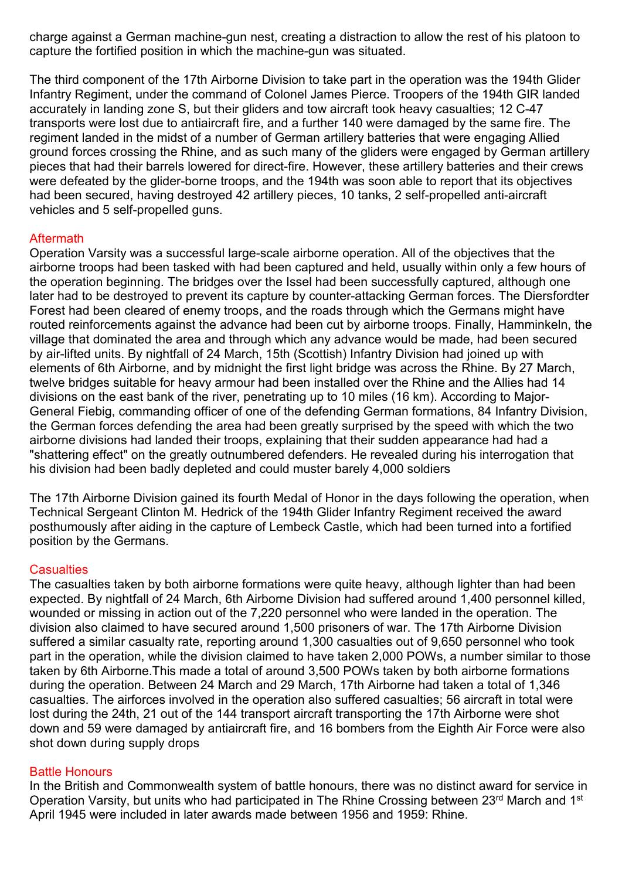charge against a German machine-gun nest, creating a distraction to allow the rest of his platoon to capture the fortified position in which the machine-gun was situated.

The third component of the 17th Airborne Division to take part in the operation was the 194th Glider Infantry Regiment, under the command of Colonel James Pierce. Troopers of the 194th GIR landed accurately in landing zone S, but their gliders and tow aircraft took heavy casualties; 12 C-47 transports were lost due to antiaircraft fire, and a further 140 were damaged by the same fire. The regiment landed in the midst of a number of German artillery batteries that were engaging Allied ground forces crossing the Rhine, and as such many of the gliders were engaged by German artillery pieces that had their barrels lowered for direct-fire. However, these artillery batteries and their crews were defeated by the glider-borne troops, and the 194th was soon able to report that its objectives had been secured, having destroyed 42 artillery pieces, 10 tanks, 2 self-propelled anti-aircraft vehicles and 5 self-propelled guns.

## Aftermath

Operation Varsity was a successful large-scale airborne operation. All of the objectives that the airborne troops had been tasked with had been captured and held, usually within only a few hours of the operation beginning. The bridges over the Issel had been successfully captured, although one later had to be destroyed to prevent its capture by counter-attacking German forces. The Diersfordter Forest had been cleared of enemy troops, and the roads through which the Germans might have routed reinforcements against the advance had been cut by airborne troops. Finally, Hamminkeln, the village that dominated the area and through which any advance would be made, had been secured by air-lifted units. By nightfall of 24 March, 15th (Scottish) Infantry Division had joined up with elements of 6th Airborne, and by midnight the first light bridge was across the Rhine. By 27 March, twelve bridges suitable for heavy armour had been installed over the Rhine and the Allies had 14 divisions on the east bank of the river, penetrating up to 10 miles (16 km). According to Major-General Fiebig, commanding officer of one of the defending German formations, 84 Infantry Division, the German forces defending the area had been greatly surprised by the speed with which the two airborne divisions had landed their troops, explaining that their sudden appearance had had a "shattering effect" on the greatly outnumbered defenders. He revealed during his interrogation that his division had been badly depleted and could muster barely 4,000 soldiers

The 17th Airborne Division gained its fourth Medal of Honor in the days following the operation, when Technical Sergeant Clinton M. Hedrick of the 194th Glider Infantry Regiment received the award posthumously after aiding in the capture of Lembeck Castle, which had been turned into a fortified position by the Germans.

## Casualties

The casualties taken by both airborne formations were quite heavy, although lighter than had been expected. By nightfall of 24 March, 6th Airborne Division had suffered around 1,400 personnel killed, wounded or missing in action out of the 7,220 personnel who were landed in the operation. The division also claimed to have secured around 1,500 prisoners of war. The 17th Airborne Division suffered a similar casualty rate, reporting around 1,300 casualties out of 9,650 personnel who took part in the operation, while the division claimed to have taken 2,000 POWs, a number similar to those taken by 6th Airborne.This made a total of around 3,500 POWs taken by both airborne formations during the operation. Between 24 March and 29 March, 17th Airborne had taken a total of 1,346 casualties. The airforces involved in the operation also suffered casualties; 56 aircraft in total were lost during the 24th, 21 out of the 144 transport aircraft transporting the 17th Airborne were shot down and 59 were damaged by antiaircraft fire, and 16 bombers from the Eighth Air Force were also shot down during supply drops

## Battle Honours

In the British and Commonwealth system of battle honours, there was no distinct award for service in Operation Varsity, but units who had participated in The Rhine Crossing between 23rd March and 1st April 1945 were included in later awards made between 1956 and 1959: Rhine.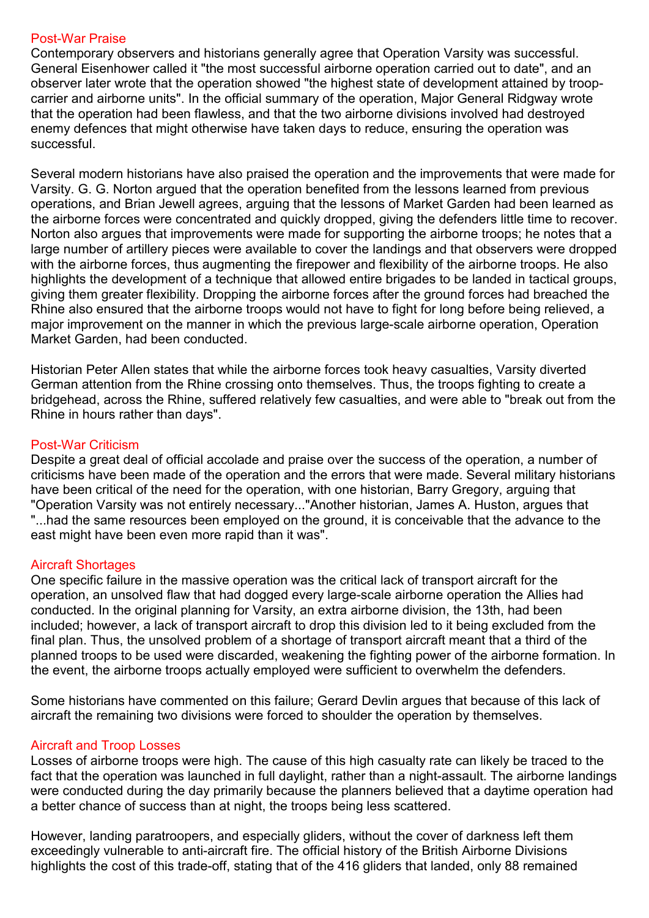## Post-War Praise

Contemporary observers and historians generally agree that Operation Varsity was successful. General Eisenhower called it "the most successful airborne operation carried out to date", and an observer later wrote that the operation showed "the highest state of development attained by troop-carrier and airborne units". In the official summary of the operation, Major General Ridgway wrote that the operation had been flawless, and that the two airborne divisions involved had destroyed enemy defences that might otherwise have taken days to reduce, ensuring the operation was successful.

Several modern historians have also praised the operation and the improvements that were made for Varsity. G. G. Norton argued that the operation benefited from the lessons learned from previous operations, and Brian Jewell agrees, arguing that the lessons of Market Garden had been learned as the airborne forces were concentrated and quickly dropped, giving the defenders little time to recover. Norton also argues that improvements were made for supporting the airborne troops; he notes that a large number of artillery pieces were available to cover the landings and that observers were dropped with the airborne forces, thus augmenting the firepower and flexibility of the airborne troops. He also highlights the development of a technique that allowed entire brigades to be landed in tactical groups, giving them greater flexibility. Dropping the airborne forces after the ground forces had breached the Rhine also ensured that the airborne troops would not have to fight for long before being relieved, a major improvement on the manner in which the previous large-scale airborne operation, Operation Market Garden, had been conducted.

Historian Peter Allen states that while the airborne forces took heavy casualties, Varsity diverted German attention from the Rhine crossing onto themselves. Thus, the troops fighting to create a bridgehead, across the Rhine, suffered relatively few casualties, and were able to "break out from the Rhine in hours rather than days".

## Post-War Criticism

Despite a great deal of official accolade and praise over the success of the operation, a number of criticisms have been made of the operation and the errors that were made. Several military historians have been critical of the need for the operation, with one historian, Barry Gregory, arguing that "Operation Varsity was not entirely necessary..."Another historian, James A. Huston, argues that "...had the same resources been employed on the ground, it is conceivable that the advance to the east might have been even more rapid than it was".

## Aircraft Shortages

One specific failure in the massive operation was the critical lack of transport aircraft for the operation, an unsolved flaw that had dogged every large-scale airborne operation the Allies had conducted. In the original planning for Varsity, an extra airborne division, the 13th, had been included; however, a lack of transport aircraft to drop this division led to it being excluded from the final plan. Thus, the unsolved problem of a shortage of transport aircraft meant that a third of the planned troops to be used were discarded, weakening the fighting power of the airborne formation. In the event, the airborne troops actually employed were sufficient to overwhelm the defenders.

Some historians have commented on this failure; Gerard Devlin argues that because of this lack of aircraft the remaining two divisions were forced to shoulder the operation by themselves.

## Aircraft and Troop Losses

Losses of airborne troops were high. The cause of this high casualty rate can likely be traced to the fact that the operation was launched in full daylight, rather than a night-assault. The airborne landings were conducted during the day primarily because the planners believed that a daytime operation had a better chance of success than at night, the troops being less scattered.

However, landing paratroopers, and especially gliders, without the cover of darkness left them exceedingly vulnerable to anti-aircraft fire. The official history of the British Airborne Divisions highlights the cost of this trade-off, stating that of the 416 gliders that landed, only 88 remained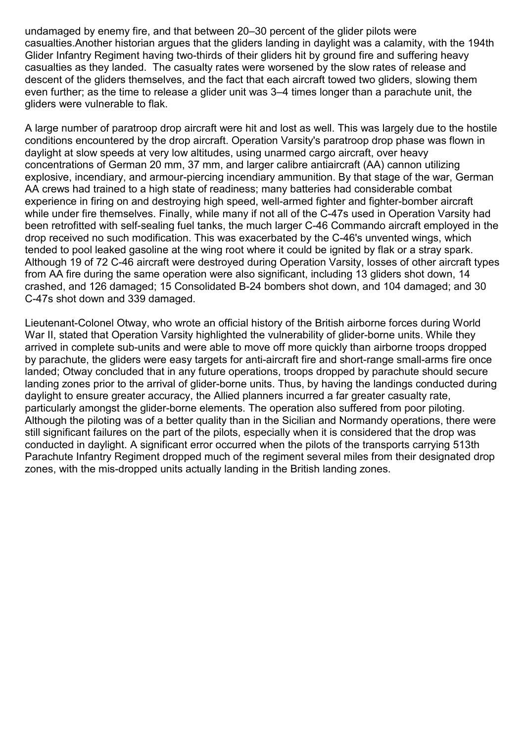undamaged by enemy fire, and that between 20–30 percent of the glider pilots were casualties.Another historian argues that the gliders landing in daylight was a calamity, with the 194th Glider Infantry Regiment having two-thirds of their gliders hit by ground fire and suffering heavy casualties as they landed. The casualty rates were worsened by the slow rates of release and descent of the gliders themselves, and the fact that each aircraft towed two gliders, slowing them even further; as the time to release a glider unit was 3–4 times longer than a parachute unit, the gliders were vulnerable to flak.

A large number of paratroop drop aircraft were hit and lost as well. This was largely due to the hostile conditions encountered by the drop aircraft. Operation Varsity's paratroop drop phase was flown in daylight at slow speeds at very low altitudes, using unarmed cargo aircraft, over heavy concentrations of German 20 mm, 37 mm, and larger calibre antiaircraft (AA) cannon utilizing explosive, incendiary, and armour-piercing incendiary ammunition. By that stage of the war, German AA crews had trained to a high state of readiness; many batteries had considerable combat experience in firing on and destroying high speed, well-armed fighter and fighter-bomber aircraft while under fire themselves. Finally, while many if not all of the C-47s used in Operation Varsity had been retrofitted with self-sealing fuel tanks, the much larger C-46 Commando aircraft employed in the drop received no such modification. This was exacerbated by the C-46's unvented wings, which tended to pool leaked gasoline at the wing root where it could be ignited by flak or a stray spark. Although 19 of 72 C-46 aircraft were destroyed during Operation Varsity, losses of other aircraft types from AA fire during the same operation were also significant, including 13 gliders shot down, 14 crashed, and 126 damaged; 15 Consolidated B-24 bombers shot down, and 104 damaged; and 30 C-47s shot down and 339 damaged.

Lieutenant-Colonel Otway, who wrote an official history of the British airborne forces during World War II, stated that Operation Varsity highlighted the vulnerability of glider-borne units. While they arrived in complete sub-units and were able to move off more quickly than airborne troops dropped by parachute, the gliders were easy targets for anti-aircraft fire and short-range small-arms fire once landed; Otway concluded that in any future operations, troops dropped by parachute should secure landing zones prior to the arrival of glider-borne units. Thus, by having the landings conducted during daylight to ensure greater accuracy, the Allied planners incurred a far greater casualty rate, particularly amongst the glider-borne elements. The operation also suffered from poor piloting. Although the piloting was of a better quality than in the Sicilian and Normandy operations, there were still significant failures on the part of the pilots, especially when it is considered that the drop was conducted in daylight. A significant error occurred when the pilots of the transports carrying 513th Parachute Infantry Regiment dropped much of the regiment several miles from their designated drop zones, with the mis-dropped units actually landing in the British landing zones.